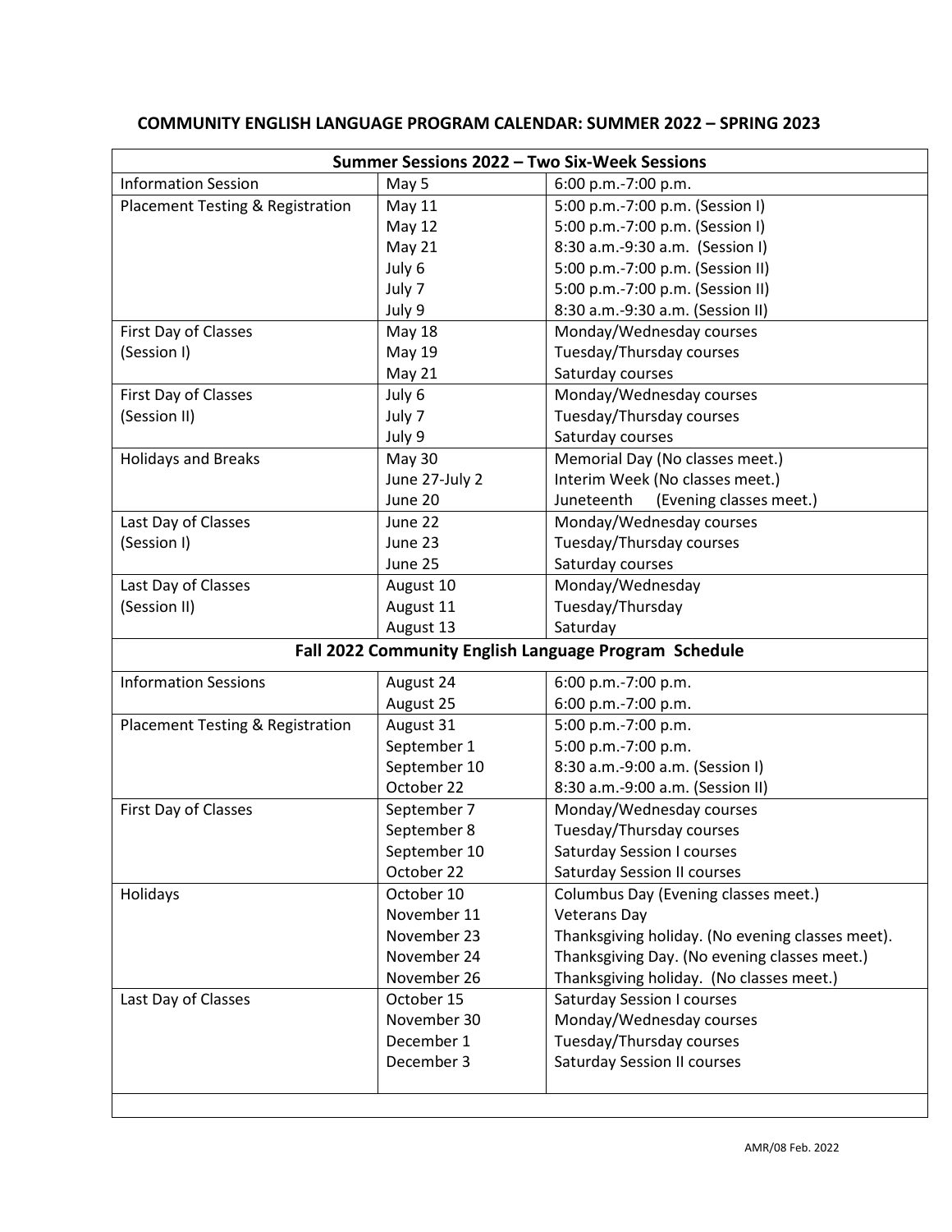# COMMUNITY ENGLISH LANGUAGE PROGRAM CALENDAR: SUMMER 2022 – SPRING 2023

| **Summer Sessions 2022 – Two Six-Week Sessions** | | |
|---|---|---|
| Information Session | May 5 | 6:00 p.m.-7:00 p.m. |
| Placement Testing & Registration | May 11 | 5:00 p.m.-7:00 p.m. (Session I) |
| | May 12 | 5:00 p.m.-7:00 p.m. (Session I) |
| | May 21 | 8:30 a.m.-9:30 a.m. (Session I) |
| | July 6 | 5:00 p.m.-7:00 p.m. (Session II) |
| | July 7 | 5:00 p.m.-7:00 p.m. (Session II) |
| | July 9 | 8:30 a.m.-9:30 a.m. (Session II) |
| First Day of Classes (Session I) | May 18 | Monday/Wednesday courses |
| | May 19 | Tuesday/Thursday courses |
| | May 21 | Saturday courses |
| First Day of Classes (Session II) | July 6 | Monday/Wednesday courses |
| | July 7 | Tuesday/Thursday courses |
| | July 9 | Saturday courses |
| Holidays and Breaks | May 30 | Memorial Day (No classes meet.) |
| | June 27-July 2 | Interim Week (No classes meet.) |
| | June 20 | Juneteenth (Evening classes meet.) |
| Last Day of Classes (Session I) | June 22 | Monday/Wednesday courses |
| | June 23 | Tuesday/Thursday courses |
| | June 25 | Saturday courses |
| Last Day of Classes (Session II) | August 10 | Monday/Wednesday |
| | August 11 | Tuesday/Thursday |
| | August 13 | Saturday |
| **Fall 2022 Community English Language Program Schedule** | | |
| Information Sessions | August 24 | 6:00 p.m.-7:00 p.m. |
| | August 25 | 6:00 p.m.-7:00 p.m. |
| Placement Testing & Registration | August 31 | 5:00 p.m.-7:00 p.m. |
| | September 1 | 5:00 p.m.-7:00 p.m. |
| | September 10 | 8:30 a.m.-9:00 a.m. (Session I) |
| | October 22 | 8:30 a.m.-9:00 a.m. (Session II) |
| First Day of Classes | September 7 | Monday/Wednesday courses |
| | September 8 | Tuesday/Thursday courses |
| | September 10 | Saturday Session I courses |
| | October 22 | Saturday Session II courses |
| Holidays | October 10 | Columbus Day (Evening classes meet.) |
| | November 11 | Veterans Day |
| | November 23 | Thanksgiving holiday. (No evening classes meet). |
| | November 24 | Thanksgiving Day. (No evening classes meet.) |
| | November 26 | Thanksgiving holiday. (No classes meet.) |
| Last Day of Classes | October 15 | Saturday Session I courses |
| | November 30 | Monday/Wednesday courses |
| | December 1 | Tuesday/Thursday courses |
| | December 3 | Saturday Session II courses |

AMR/08 Feb. 2022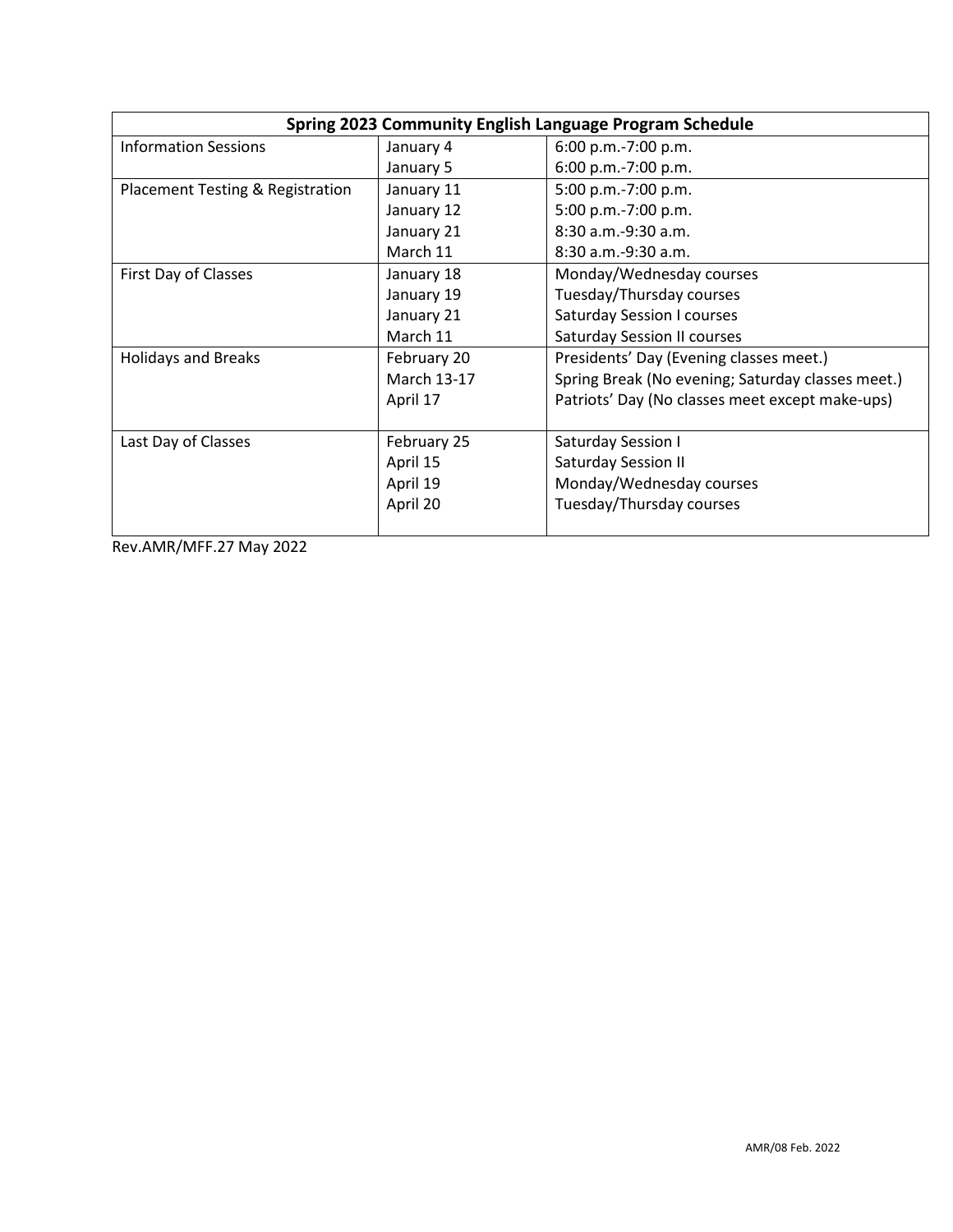| Spring 2023 Community English Language Program Schedule | | |
|---|---|---|
| Information Sessions | January 4<br>January 5 | 6:00 p.m.-7:00 p.m.<br>6:00 p.m.-7:00 p.m. |
| Placement Testing & Registration | January 11<br>January 12<br>January 21<br>March 11 | 5:00 p.m.-7:00 p.m.<br>5:00 p.m.-7:00 p.m.<br>8:30 a.m.-9:30 a.m.<br>8:30 a.m.-9:30 a.m. |
| First Day of Classes | January 18<br>January 19<br>January 21<br>March 11 | Monday/Wednesday courses<br>Tuesday/Thursday courses<br>Saturday Session I courses<br>Saturday Session II courses |
| Holidays and Breaks | February 20<br>March 13-17<br>April 17 | Presidents' Day (Evening classes meet.)<br>Spring Break (No evening; Saturday classes meet.)<br>Patriots' Day (No classes meet except make-ups) |
| Last Day of Classes | February 25<br>April 15<br>April 19<br>April 20 | Saturday Session I<br>Saturday Session II<br>Monday/Wednesday courses<br>Tuesday/Thursday courses |

Rev.AMR/MFF.27 May 2022

AMR/08 Feb. 2022